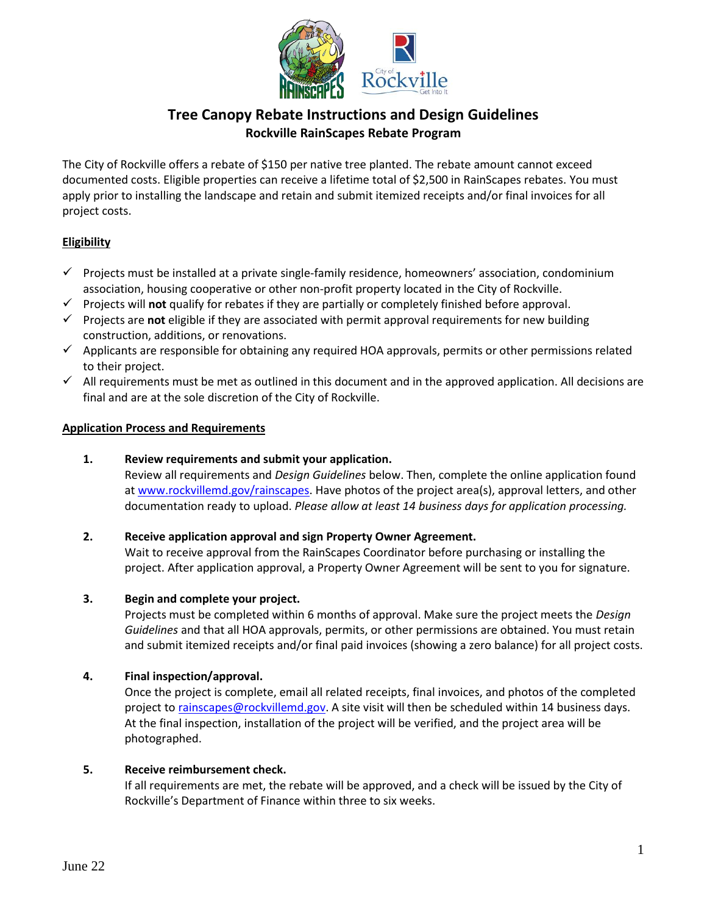# Tree Canopy Rebate Instructions and Design Guidelines

## Rockville RainScapes Rebate Program

The City of Rockville offers a rebate of $150 per native tree planted. The rebate amount cannot exceed documented costs. Eligible properties can receive a lifetime total of $2,500 in RainScapes rebates. You must apply prior to installing the landscape and retain and submit itemized receipts and/or final invoices for all project costs.

### Eligibility

- ✓ Projects must be installed at a private single-family residence, homeowners' association, condominium association, housing cooperative or other non-profit property located in the City of Rockville.
- ✓ Projects will **not** qualify for rebates if they are partially or completely finished before approval.
- ✓ Projects are **not** eligible if they are associated with permit approval requirements for new building construction, additions, or renovations.
- ✓ Applicants are responsible for obtaining any required HOA approvals, permits or other permissions related to their project.
- ✓ All requirements must be met as outlined in this document and in the approved application. All decisions are final and are at the sole discretion of the City of Rockville.

### Application Process and Requirements

1. **Review requirements and submit your application.**
   Review all requirements and *Design Guidelines* below. Then, complete the online application found at www.rockvillemd.gov/rainscapes. Have photos of the project area(s), approval letters, and other documentation ready to upload. *Please allow at least 14 business days for application processing.*

2. **Receive application approval and sign Property Owner Agreement.**
   Wait to receive approval from the RainScapes Coordinator before purchasing or installing the project. After application approval, a Property Owner Agreement will be sent to you for signature.

3. **Begin and complete your project.**
   Projects must be completed within 6 months of approval. Make sure the project meets the *Design Guidelines* and that all HOA approvals, permits, or other permissions are obtained. You must retain and submit itemized receipts and/or final paid invoices (showing a zero balance) for all project costs.

4. **Final inspection/approval.**
   Once the project is complete, email all related receipts, final invoices, and photos of the completed project to rainscapes@rockvillemd.gov. A site visit will then be scheduled within 14 business days. At the final inspection, installation of the project will be verified, and the project area will be photographed.

5. **Receive reimbursement check.**
   If all requirements are met, the rebate will be approved, and a check will be issued by the City of Rockville's Department of Finance within three to six weeks.

June 22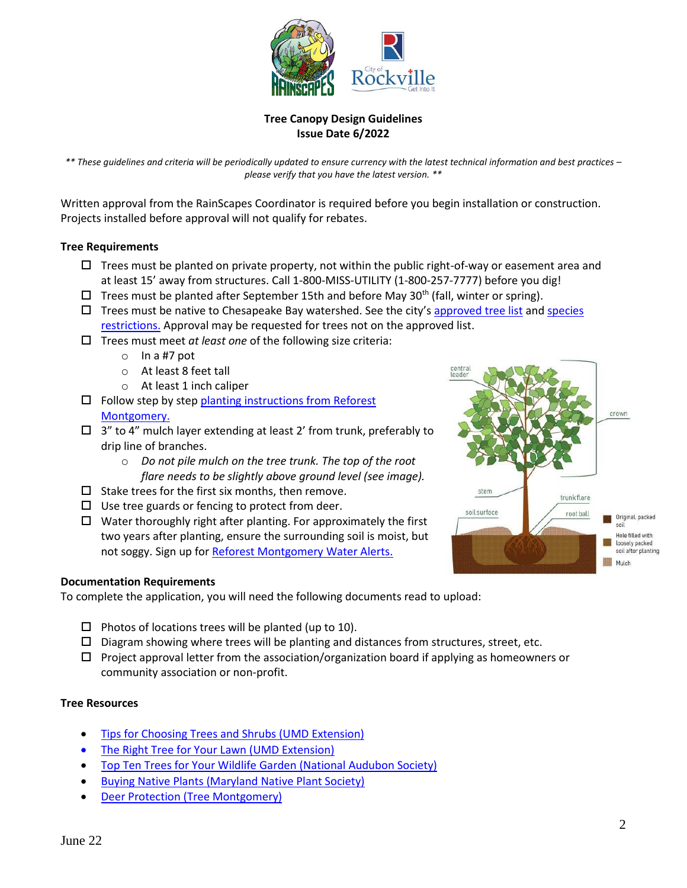**Tree Canopy Design Guidelines**
**Issue Date 6/2022**

*\*\* These guidelines and criteria will be periodically updated to ensure currency with the latest technical information and best practices – please verify that you have the latest version. \*\**

Written approval from the RainScapes Coordinator is required before you begin installation or construction. Projects installed before approval will not qualify for rebates.

### Tree Requirements

- ☐ Trees must be planted on private property, not within the public right-of-way or easement area and at least 15' away from structures. Call 1-800-MISS-UTILITY (1-800-257-7777) before you dig!
- ☐ Trees must be planted after September 15th and before May 30th (fall, winter or spring).
- ☐ Trees must be native to Chesapeake Bay watershed. See the city's approved tree list and species restrictions. Approval may be requested for trees not on the approved list.
- ☐ Trees must meet *at least one* of the following size criteria:
  - In a #7 pot
  - At least 8 feet tall
  - At least 1 inch caliper
- ☐ Follow step by step planting instructions from Reforest Montgomery.
- ☐ 3" to 4" mulch layer extending at least 2' from trunk, preferably to drip line of branches.
  - *Do not pile mulch on the tree trunk. The top of the root flare needs to be slightly above ground level (see image).*
- ☐ Stake trees for the first six months, then remove.
- ☐ Use tree guards or fencing to protect from deer.
- ☐ Water thoroughly right after planting. For approximately the first two years after planting, ensure the surrounding soil is moist, but not soggy. Sign up for Reforest Montgomery Water Alerts.

central leader
crown
stem
trunk flare
soil surface
root ball
Original, packed soil
Hole filled with loosely packed soil after planting
Mulch

### Documentation Requirements

To complete the application, you will need the following documents read to upload:

- ☐ Photos of locations trees will be planted (up to 10).
- ☐ Diagram showing where trees will be planting and distances from structures, street, etc.
- ☐ Project approval letter from the association/organization board if applying as homeowners or community association or non-profit.

### Tree Resources

- Tips for Choosing Trees and Shrubs (UMD Extension)
- The Right Tree for Your Lawn (UMD Extension)
- Top Ten Trees for Your Wildlife Garden (National Audubon Society)
- Buying Native Plants (Maryland Native Plant Society)
- Deer Protection (Tree Montgomery)